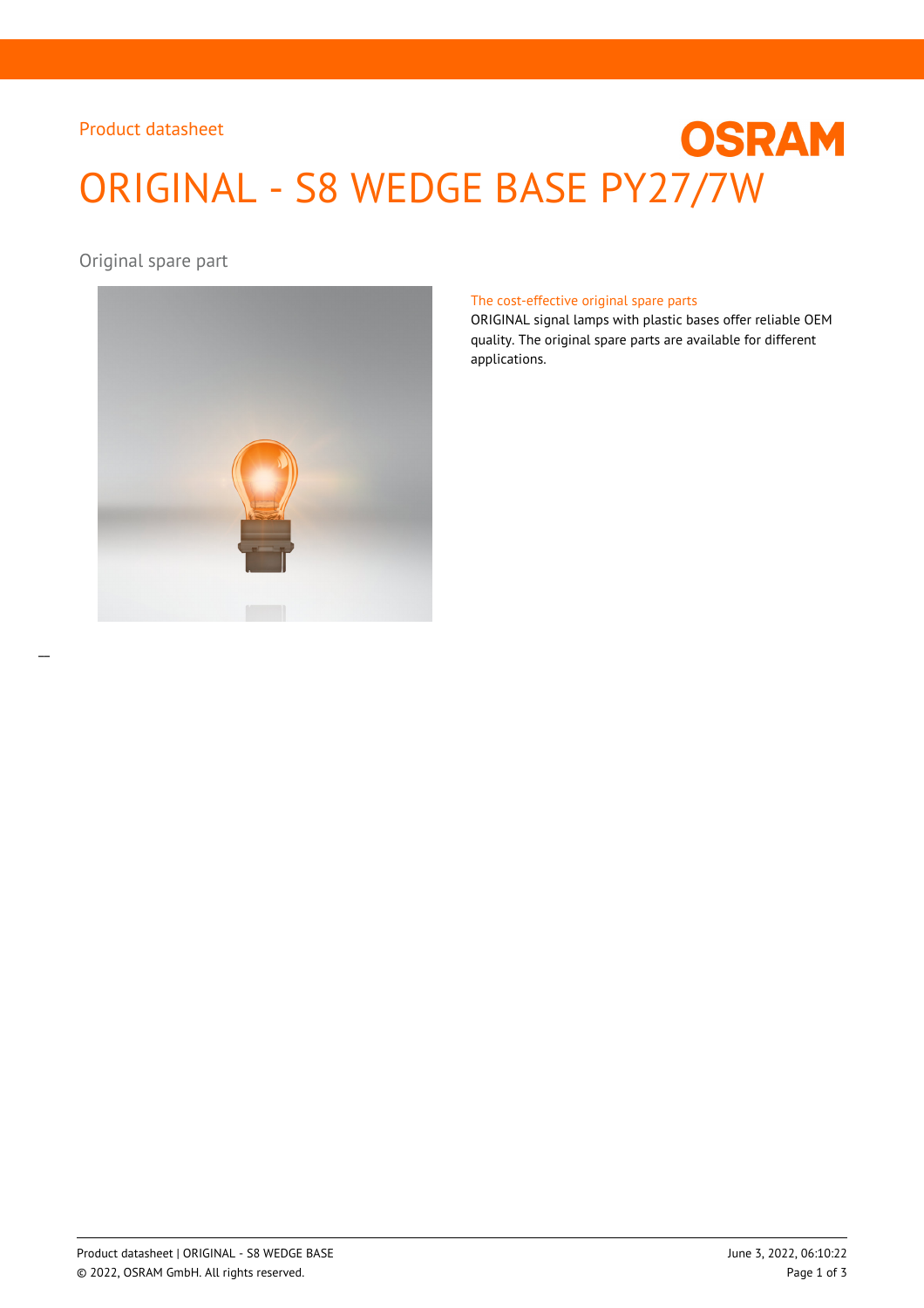Product datasheet

# ORIGINAL - S8 WEDGE BASE PY27/7W

Original spare part

## The cost-effective original spare parts

ORIGINAL signal lamps with plastic bases offer reliable OEM quality. The original spare parts are available for different applications.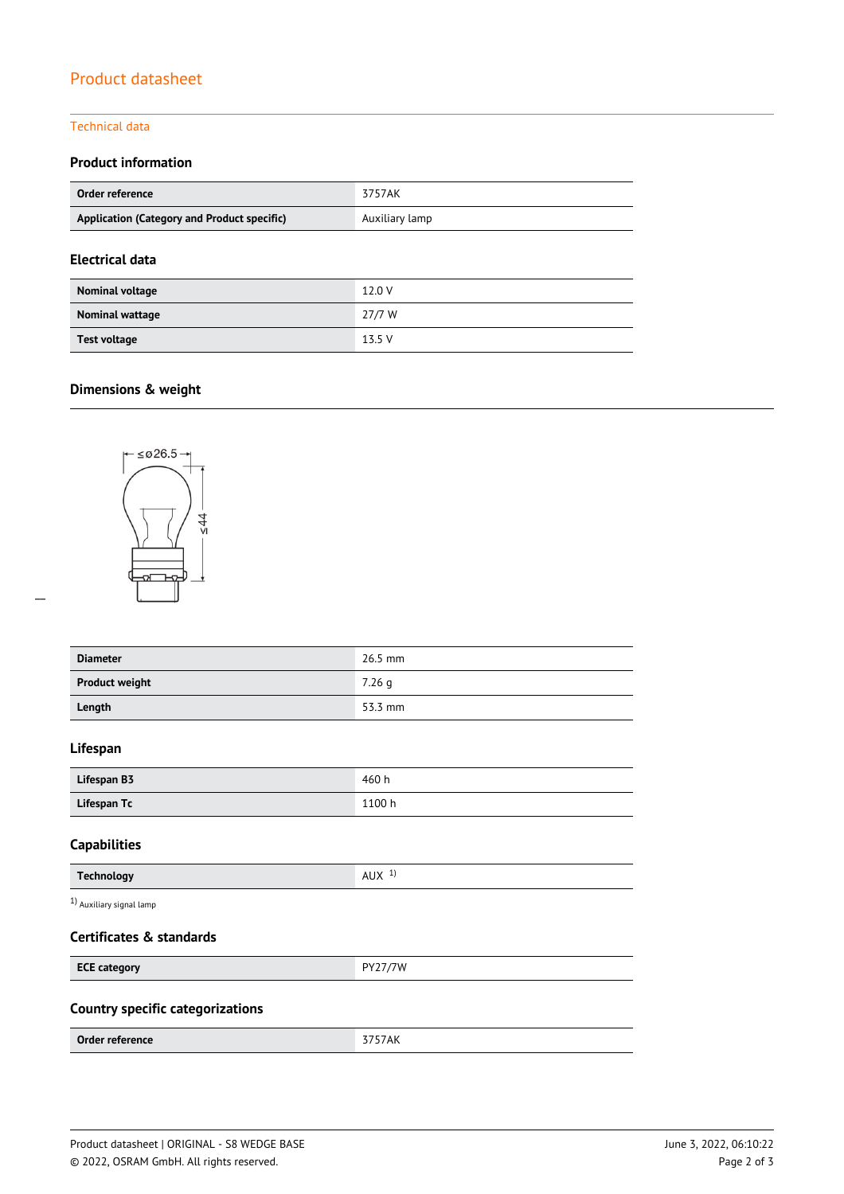Product datasheet

## Technical data

### Product information

| | |
|---|---|
| **Order reference** | 3757AK |
| **Application (Category and Product specific)** | Auxiliary lamp |

### Electrical data

| | |
|---|---|
| **Nominal voltage** | 12.0 V |
| **Nominal wattage** | 27/7 W |
| **Test voltage** | 13.5 V |

### Dimensions & weight

| | |
|---|---|
| **Diameter** | 26.5 mm |
| **Product weight** | 7.26 g |
| **Length** | 53.3 mm |

### Lifespan

| | |
|---|---|
| **Lifespan B3** | 460 h |
| **Lifespan Tc** | 1100 h |

### Capabilities

| | |
|---|---|
| **Technology** | AUX [1] |

[1] Auxiliary signal lamp

### Certificates & standards

| | |
|---|---|
| **ECE category** | PY27/7W |

### Country specific categorizations

| | |
|---|---|
| **Order reference** | 3757AK |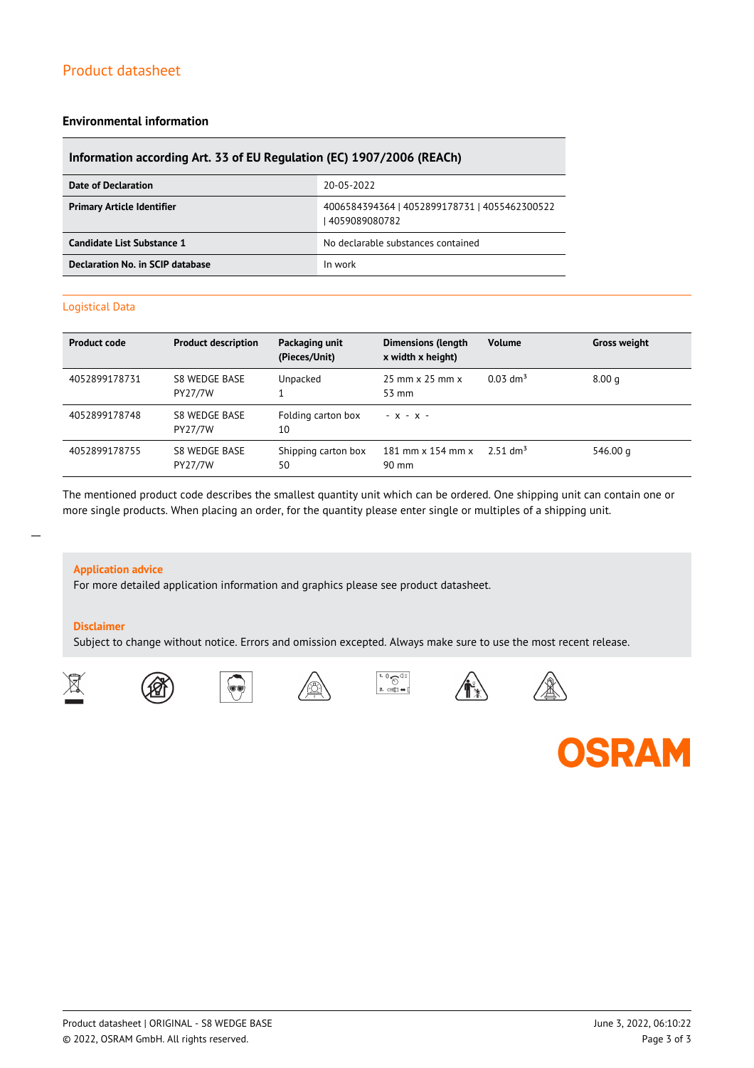## Environmental information

| Information according Art. 33 of EU Regulation (EC) 1907/2006 (REACh) | |
|---|---|
| **Date of Declaration** | 20-05-2022 |
| **Primary Article Identifier** | 4006584394364 \| 4052899178731 \| 4055462300522 \| 4059089080782 |
| **Candidate List Substance 1** | No declarable substances contained |
| **Declaration No. in SCIP database** | In work |

## Logistical Data

| Product code | Product description | Packaging unit (Pieces/Unit) | Dimensions (length x width x height) | Volume | Gross weight |
|---|---|---|---|---|---|
| 4052899178731 | S8 WEDGE BASE PY27/7W | Unpacked 1 | 25 mm x 25 mm x 53 mm | 0.03 $dm^3$ | 8.00 g |
| 4052899178748 | S8 WEDGE BASE PY27/7W | Folding carton box 10 | - x - x - | | |
| 4052899178755 | S8 WEDGE BASE PY27/7W | Shipping carton box 50 | 181 mm x 154 mm x 90 mm | 2.51 $dm^3$ | 546.00 g |

The mentioned product code describes the smallest quantity unit which can be ordered. One shipping unit can contain one or more single products. When placing an order, for the quantity please enter single or multiples of a shipping unit.

**Application advice**

For more detailed application information and graphics please see product datasheet.

**Disclaimer**

Subject to change without notice. Errors and omission excepted. Always make sure to use the most recent release.

OSRAM